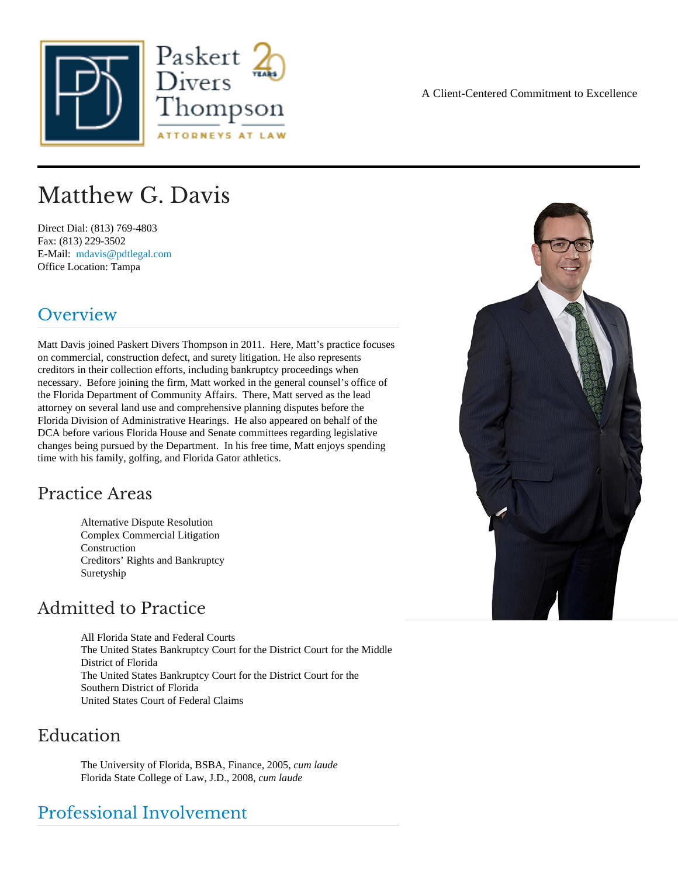Paskert Divers Thompson

ATTORNEYS AT LAW

A Client-Centered Commitment to Excellence

# Matthew G. Davis

Direct Dial: (813) 769-4803
Fax: (813) 229-3502
E-Mail: mdavis@pdtlegal.com
Office Location: Tampa

## Overview

Matt Davis joined Paskert Divers Thompson in 2011. Here, Matt's practice focuses on commercial, construction defect, and surety litigation. He also represents creditors in their collection efforts, including bankruptcy proceedings when necessary. Before joining the firm, Matt worked in the general counsel's office of the Florida Department of Community Affairs. There, Matt served as the lead attorney on several land use and comprehensive planning disputes before the Florida Division of Administrative Hearings. He also appeared on behalf of the DCA before various Florida House and Senate committees regarding legislative changes being pursued by the Department. In his free time, Matt enjoys spending time with his family, golfing, and Florida Gator athletics.

## Practice Areas

- Alternative Dispute Resolution
- Complex Commercial Litigation
- Construction
- Creditors' Rights and Bankruptcy
- Suretyship

## Admitted to Practice

- All Florida State and Federal Courts
- The United States Bankruptcy Court for the District Court for the Middle District of Florida
- The United States Bankruptcy Court for the District Court for the Southern District of Florida
- United States Court of Federal Claims

## Education

- The University of Florida, BSBA, Finance, 2005, *cum laude*
- Florida State College of Law, J.D., 2008, *cum laude*

## Professional Involvement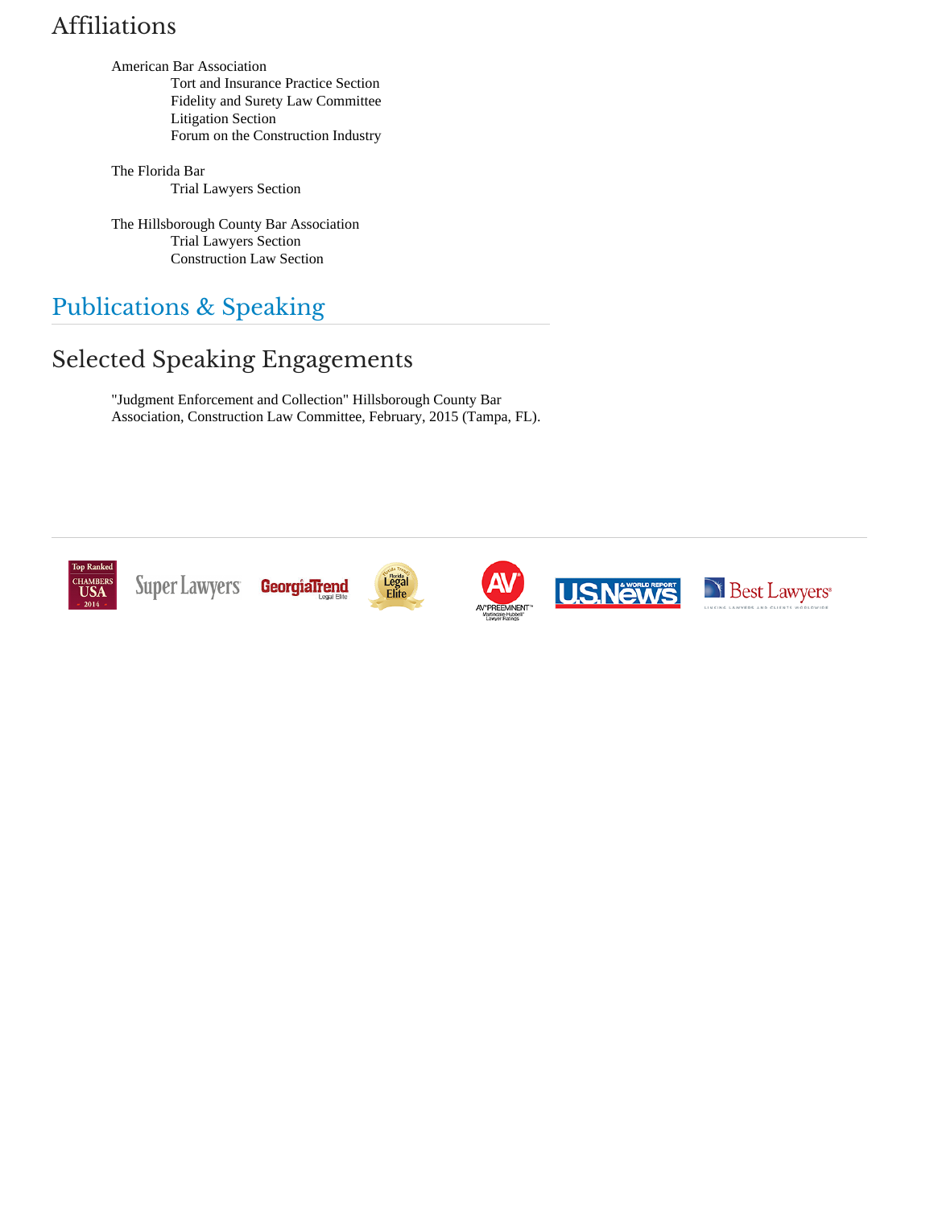# Affiliations

American Bar Association
- Tort and Insurance Practice Section
- Fidelity and Surety Law Committee
- Litigation Section
- Forum on the Construction Industry

The Florida Bar
- Trial Lawyers Section

The Hillsborough County Bar Association
- Trial Lawyers Section
- Construction Law Section

## Publications & Speaking

# Selected Speaking Engagements

"Judgment Enforcement and Collection" Hillsborough County Bar Association, Construction Law Committee, February, 2015 (Tampa, FL).